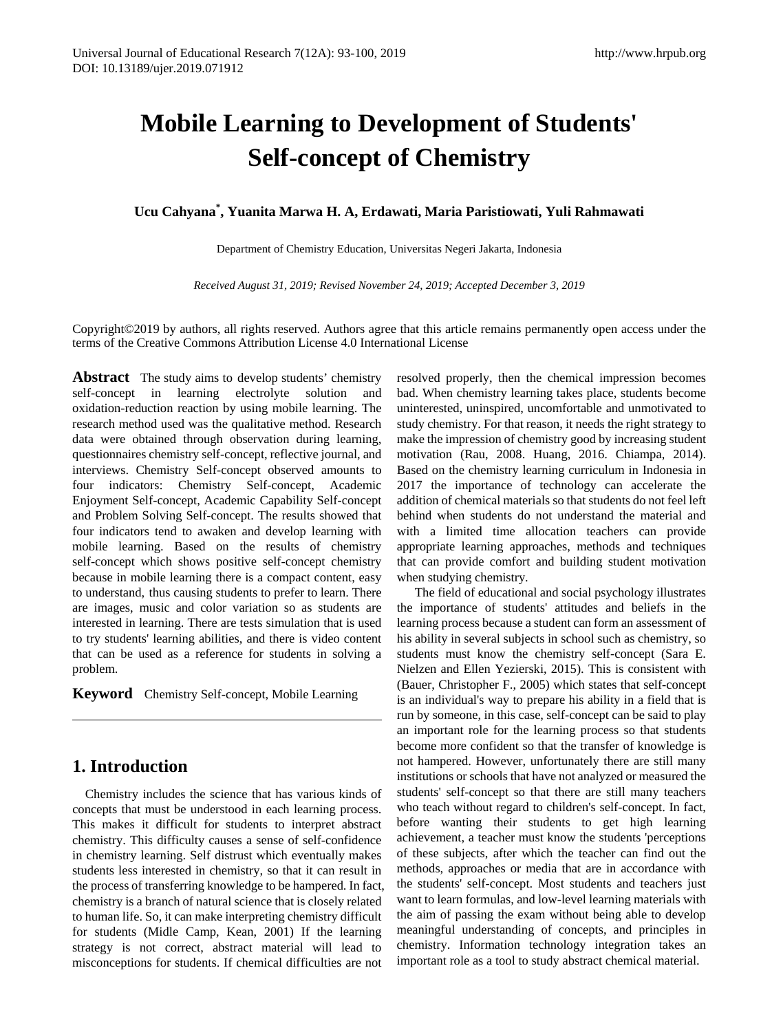# Mobile Learning to Development of Students' Self-concept of Chemistry

**Ucu Cahyana*, Yuanita Marwa H. A, Erdawati, Maria Paristiowati, Yuli Rahmawati**

Department of Chemistry Education, Universitas Negeri Jakarta, Indonesia

*Received August 31, 2019; Revised November 24, 2019; Accepted December 3, 2019*

Copyright©2019 by authors, all rights reserved. Authors agree that this article remains permanently open access under the terms of the Creative Commons Attribution License 4.0 International License

**Abstract** The study aims to develop students' chemistry self-concept in learning electrolyte solution and oxidation-reduction reaction by using mobile learning. The research method used was the qualitative method. Research data were obtained through observation during learning, questionnaires chemistry self-concept, reflective journal, and interviews. Chemistry Self-concept observed amounts to four indicators: Chemistry Self-concept, Academic Enjoyment Self-concept, Academic Capability Self-concept and Problem Solving Self-concept. The results showed that four indicators tend to awaken and develop learning with mobile learning. Based on the results of chemistry self-concept which shows positive self-concept chemistry because in mobile learning there is a compact content, easy to understand, thus causing students to prefer to learn. There are images, music and color variation so as students are interested in learning. There are tests simulation that is used to try students' learning abilities, and there is video content that can be used as a reference for students in solving a problem.

**Keyword** Chemistry Self-concept, Mobile Learning

## 1. Introduction

Chemistry includes the science that has various kinds of concepts that must be understood in each learning process. This makes it difficult for students to interpret abstract chemistry. This difficulty causes a sense of self-confidence in chemistry learning. Self distrust which eventually makes students less interested in chemistry, so that it can result in the process of transferring knowledge to be hampered. In fact, chemistry is a branch of natural science that is closely related to human life. So, it can make interpreting chemistry difficult for students (Midle Camp, Kean, 2001) If the learning strategy is not correct, abstract material will lead to misconceptions for students. If chemical difficulties are not resolved properly, then the chemical impression becomes bad. When chemistry learning takes place, students become uninterested, uninspired, uncomfortable and unmotivated to study chemistry. For that reason, it needs the right strategy to make the impression of chemistry good by increasing student motivation (Rau, 2008. Huang, 2016. Chiampa, 2014). Based on the chemistry learning curriculum in Indonesia in 2017 the importance of technology can accelerate the addition of chemical materials so that students do not feel left behind when students do not understand the material and with a limited time allocation teachers can provide appropriate learning approaches, methods and techniques that can provide comfort and building student motivation when studying chemistry.

The field of educational and social psychology illustrates the importance of students' attitudes and beliefs in the learning process because a student can form an assessment of his ability in several subjects in school such as chemistry, so students must know the chemistry self-concept (Sara E. Nielzen and Ellen Yezierski, 2015). This is consistent with (Bauer, Christopher F., 2005) which states that self-concept is an individual's way to prepare his ability in a field that is run by someone, in this case, self-concept can be said to play an important role for the learning process so that students become more confident so that the transfer of knowledge is not hampered. However, unfortunately there are still many institutions or schools that have not analyzed or measured the students' self-concept so that there are still many teachers who teach without regard to children's self-concept. In fact, before wanting their students to get high learning achievement, a teacher must know the students 'perceptions of these subjects, after which the teacher can find out the methods, approaches or media that are in accordance with the students' self-concept. Most students and teachers just want to learn formulas, and low-level learning materials with the aim of passing the exam without being able to develop meaningful understanding of concepts, and principles in chemistry. Information technology integration takes an important role as a tool to study abstract chemical material.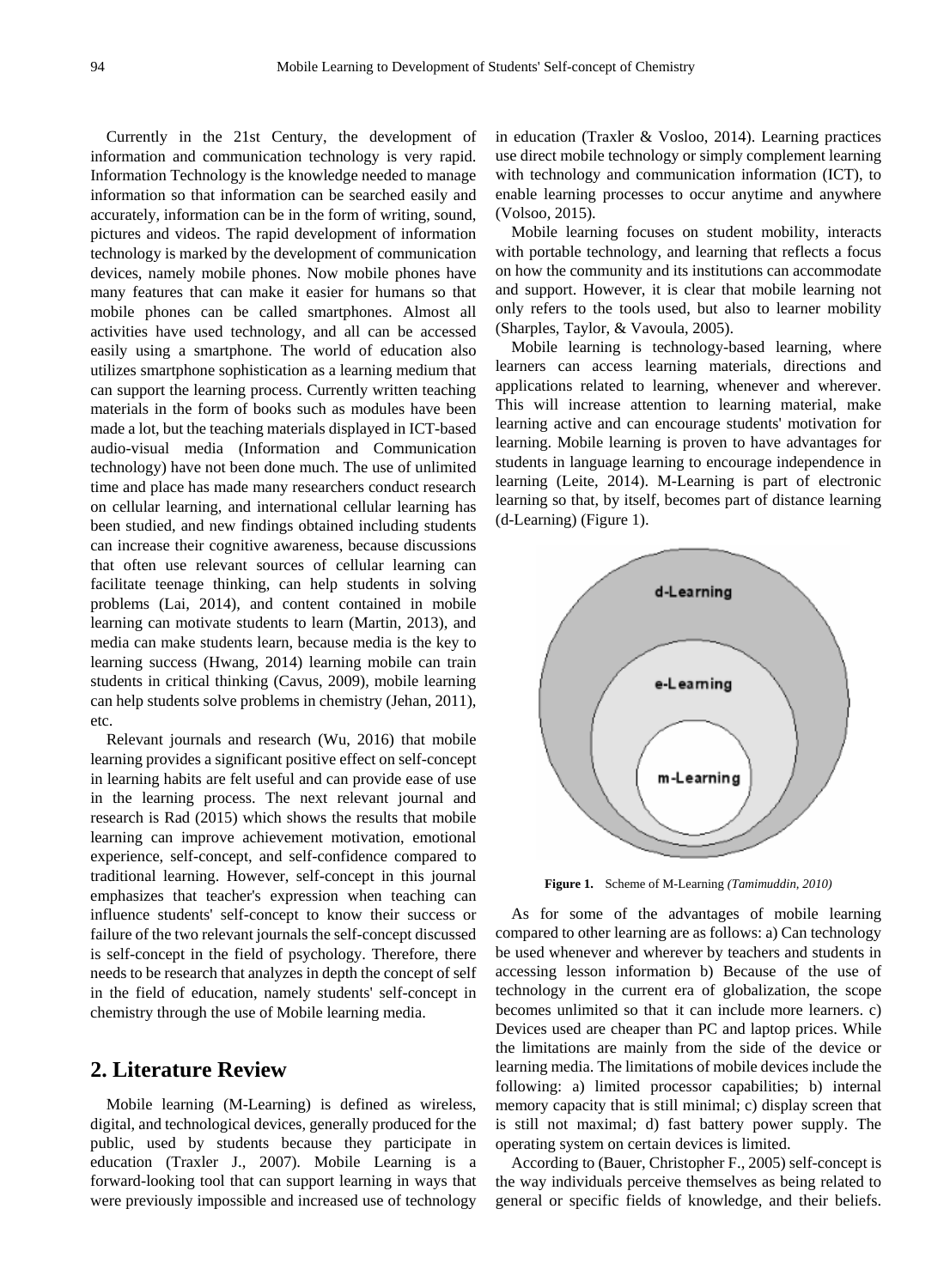Currently in the 21st Century, the development of information and communication technology is very rapid. Information Technology is the knowledge needed to manage information so that information can be searched easily and accurately, information can be in the form of writing, sound, pictures and videos. The rapid development of information technology is marked by the development of communication devices, namely mobile phones. Now mobile phones have many features that can make it easier for humans so that mobile phones can be called smartphones. Almost all activities have used technology, and all can be accessed easily using a smartphone. The world of education also utilizes smartphone sophistication as a learning medium that can support the learning process. Currently written teaching materials in the form of books such as modules have been made a lot, but the teaching materials displayed in ICT-based audio-visual media (Information and Communication technology) have not been done much. The use of unlimited time and place has made many researchers conduct research on cellular learning, and international cellular learning has been studied, and new findings obtained including students can increase their cognitive awareness, because discussions that often use relevant sources of cellular learning can facilitate teenage thinking, can help students in solving problems (Lai, 2014), and content contained in mobile learning can motivate students to learn (Martin, 2013), and media can make students learn, because media is the key to learning success (Hwang, 2014) learning mobile can train students in critical thinking (Cavus, 2009), mobile learning can help students solve problems in chemistry (Jehan, 2011), etc.

Relevant journals and research (Wu, 2016) that mobile learning provides a significant positive effect on self-concept in learning habits are felt useful and can provide ease of use in the learning process. The next relevant journal and research is Rad (2015) which shows the results that mobile learning can improve achievement motivation, emotional experience, self-concept, and self-confidence compared to traditional learning. However, self-concept in this journal emphasizes that teacher's expression when teaching can influence students' self-concept to know their success or failure of the two relevant journals the self-concept discussed is self-concept in the field of psychology. Therefore, there needs to be research that analyzes in depth the concept of self in the field of education, namely students' self-concept in chemistry through the use of Mobile learning media.

## 2. Literature Review

Mobile learning (M-Learning) is defined as wireless, digital, and technological devices, generally produced for the public, used by students because they participate in education (Traxler J., 2007). Mobile Learning is a forward-looking tool that can support learning in ways that were previously impossible and increased use of technology in education (Traxler & Vosloo, 2014). Learning practices use direct mobile technology or simply complement learning with technology and communication information (ICT), to enable learning processes to occur anytime and anywhere (Volsoo, 2015).

Mobile learning focuses on student mobility, interacts with portable technology, and learning that reflects a focus on how the community and its institutions can accommodate and support. However, it is clear that mobile learning not only refers to the tools used, but also to learner mobility (Sharples, Taylor, & Vavoula, 2005).

Mobile learning is technology-based learning, where learners can access learning materials, directions and applications related to learning, whenever and wherever. This will increase attention to learning material, make learning active and can encourage students' motivation for learning. Mobile learning is proven to have advantages for students in language learning to encourage independence in learning (Leite, 2014). M-Learning is part of electronic learning so that, by itself, becomes part of distance learning (d-Learning) (Figure 1).

d-Learning

e-Learning

m-Learning

**Figure 1.** Scheme of M-Learning *(Tamimuddin, 2010)*

As for some of the advantages of mobile learning compared to other learning are as follows: a) Can technology be used whenever and wherever by teachers and students in accessing lesson information b) Because of the use of technology in the current era of globalization, the scope becomes unlimited so that it can include more learners. c) Devices used are cheaper than PC and laptop prices. While the limitations are mainly from the side of the device or learning media. The limitations of mobile devices include the following: a) limited processor capabilities; b) internal memory capacity that is still minimal; c) display screen that is still not maximal; d) fast battery power supply. The operating system on certain devices is limited.

According to (Bauer, Christopher F., 2005) self-concept is the way individuals perceive themselves as being related to general or specific fields of knowledge, and their beliefs.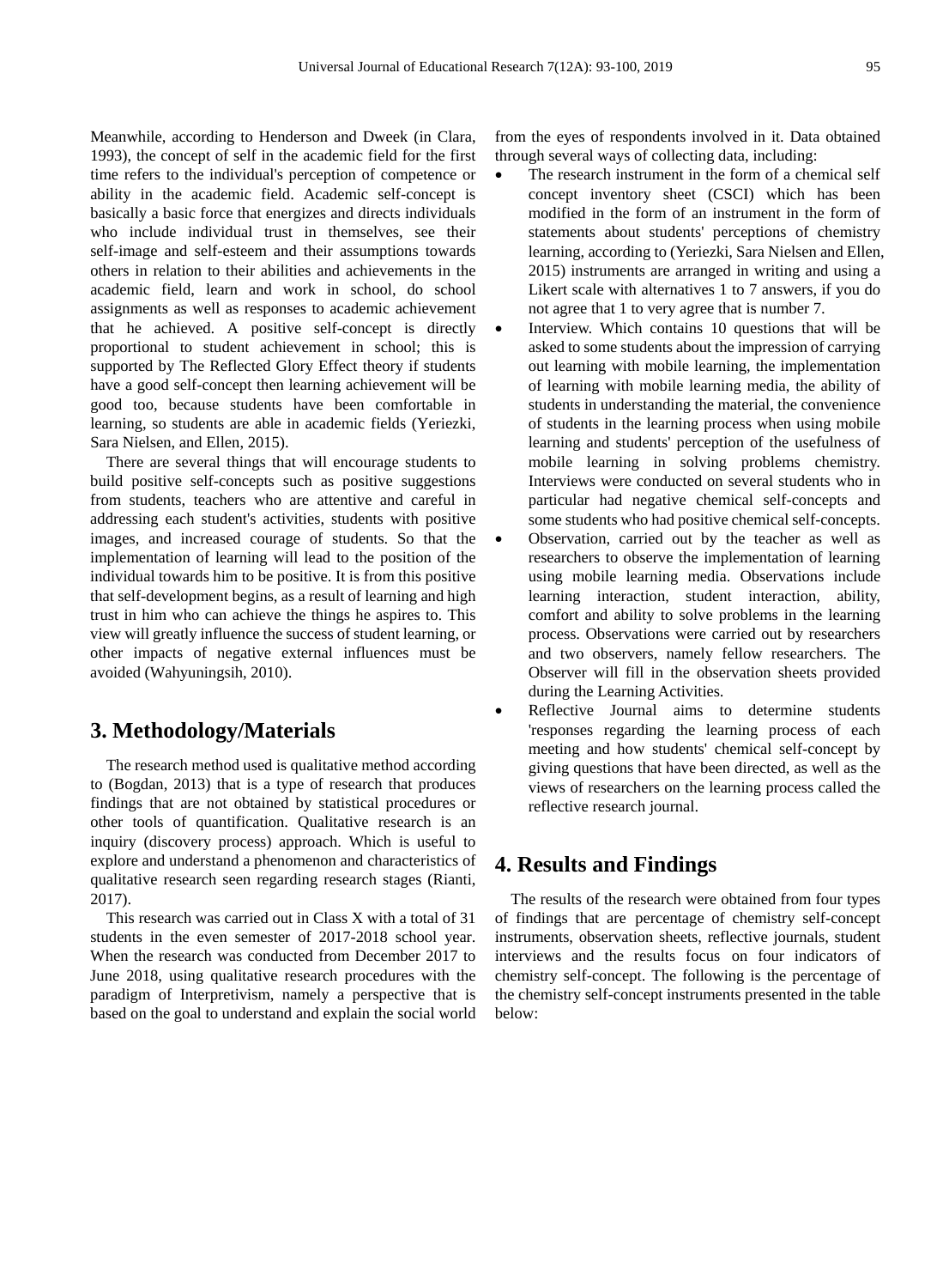Meanwhile, according to Henderson and Dweek (in Clara, 1993), the concept of self in the academic field for the first time refers to the individual's perception of competence or ability in the academic field. Academic self-concept is basically a basic force that energizes and directs individuals who include individual trust in themselves, see their self-image and self-esteem and their assumptions towards others in relation to their abilities and achievements in the academic field, learn and work in school, do school assignments as well as responses to academic achievement that he achieved. A positive self-concept is directly proportional to student achievement in school; this is supported by The Reflected Glory Effect theory if students have a good self-concept then learning achievement will be good too, because students have been comfortable in learning, so students are able in academic fields (Yeriezki, Sara Nielsen, and Ellen, 2015).

There are several things that will encourage students to build positive self-concepts such as positive suggestions from students, teachers who are attentive and careful in addressing each student's activities, students with positive images, and increased courage of students. So that the implementation of learning will lead to the position of the individual towards him to be positive. It is from this positive that self-development begins, as a result of learning and high trust in him who can achieve the things he aspires to. This view will greatly influence the success of student learning, or other impacts of negative external influences must be avoided (Wahyuningsih, 2010).

## 3. Methodology/Materials

The research method used is qualitative method according to (Bogdan, 2013) that is a type of research that produces findings that are not obtained by statistical procedures or other tools of quantification. Qualitative research is an inquiry (discovery process) approach. Which is useful to explore and understand a phenomenon and characteristics of qualitative research seen regarding research stages (Rianti, 2017).

This research was carried out in Class X with a total of 31 students in the even semester of 2017-2018 school year. When the research was conducted from December 2017 to June 2018, using qualitative research procedures with the paradigm of Interpretivism, namely a perspective that is based on the goal to understand and explain the social world from the eyes of respondents involved in it. Data obtained through several ways of collecting data, including:

- The research instrument in the form of a chemical self concept inventory sheet (CSCI) which has been modified in the form of an instrument in the form of statements about students' perceptions of chemistry learning, according to (Yeriezki, Sara Nielsen and Ellen, 2015) instruments are arranged in writing and using a Likert scale with alternatives 1 to 7 answers, if you do not agree that 1 to very agree that is number 7.
- Interview. Which contains 10 questions that will be asked to some students about the impression of carrying out learning with mobile learning, the implementation of learning with mobile learning media, the ability of students in understanding the material, the convenience of students in the learning process when using mobile learning and students' perception of the usefulness of mobile learning in solving problems chemistry. Interviews were conducted on several students who in particular had negative chemical self-concepts and some students who had positive chemical self-concepts.
- Observation, carried out by the teacher as well as researchers to observe the implementation of learning using mobile learning media. Observations include learning interaction, student interaction, ability, comfort and ability to solve problems in the learning process. Observations were carried out by researchers and two observers, namely fellow researchers. The Observer will fill in the observation sheets provided during the Learning Activities.
- Reflective Journal aims to determine students 'responses regarding the learning process of each meeting and how students' chemical self-concept by giving questions that have been directed, as well as the views of researchers on the learning process called the reflective research journal.

## 4. Results and Findings

The results of the research were obtained from four types of findings that are percentage of chemistry self-concept instruments, observation sheets, reflective journals, student interviews and the results focus on four indicators of chemistry self-concept. The following is the percentage of the chemistry self-concept instruments presented in the table below: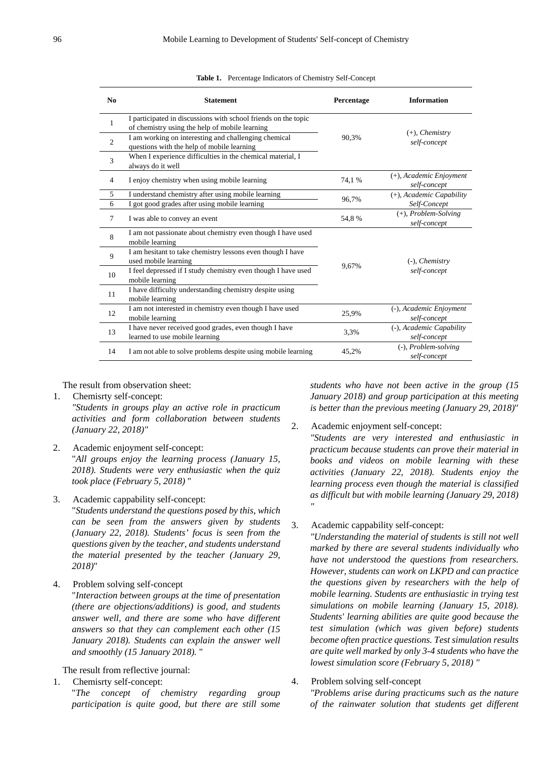**Table 1.** Percentage Indicators of Chemistry Self-Concept

| No | Statement | Percentage | Information |
|---|---|---|---|
| 1 | I participated in discussions with school friends on the topic of chemistry using the help of mobile learning | 90,3% | (+), *Chemistry self-concept* |
| 2 | I am working on interesting and challenging chemical questions with the help of mobile learning | | |
| 3 | When I experience difficulties in the chemical material, I always do it well | | |
| 4 | I enjoy chemistry when using mobile learning | 74,1 % | (+), *Academic Enjoyment self-concept* |
| 5 | I understand chemistry after using mobile learning | 96,7% | (+), *Academic Capability Self-Concept* |
| 6 | I got good grades after using mobile learning | | |
| 7 | I was able to convey an event | 54,8 % | (+), *Problem-Solving self-concept* |
| 8 | I am not passionate about chemistry even though I have used mobile learning | 9,67% | (-), *Chemistry self-concept* |
| 9 | I am hesitant to take chemistry lessons even though I have used mobile learning | | |
| 10 | I feel depressed if I study chemistry even though I have used mobile learning | | |
| 11 | I have difficulty understanding chemistry despite using mobile learning | | |
| 12 | I am not interested in chemistry even though I have used mobile learning | 25,9% | (-), *Academic Enjoyment self-concept* |
| 13 | I have never received good grades, even though I have learned to use mobile learning | 3,3% | (-), *Academic Capability self-concept* |
| 14 | I am not able to solve problems despite using mobile learning | 45,2% | (-), *Problem-solving self-concept* |

The result from observation sheet:

1. Chemisrty self-concept:
   *"Students in groups play an active role in practicum activities and form collaboration between students (January 22, 2018)"*

2. Academic enjoyment self-concept:
   "*All groups enjoy the learning process (January 15, 2018). Students were very enthusiastic when the quiz took place (February 5, 2018)* "

3. Academic cappability self-concept:
   "*Students understand the questions posed by this, which can be seen from the answers given by students (January 22, 2018). Students' focus is seen from the questions given by the teacher, and students understand the material presented by the teacher (January 29, 2018)*"

4. Problem solving self-concept
   "*Interaction between groups at the time of presentation (there are objections/additions) is good, and students answer well, and there are some who have different answers so that they can complement each other (15 January 2018). Students can explain the answer well and smoothly (15 January 2018).* "

The result from reflective journal:

1. Chemisrty self-concept:
   "*The concept of chemistry regarding group participation is quite good, but there are still some students who have not been active in the group (15 January 2018) and group participation at this meeting is better than the previous meeting (January 29, 2018)*"

2. Academic enjoyment self-concept:
   *"Students are very interested and enthusiastic in practicum because students can prove their material in books and videos on mobile learning with these activities (January 22, 2018). Students enjoy the learning process even though the material is classified as difficult but with mobile learning (January 29, 2018) "*

3. Academic cappability self-concept:
   *"Understanding the material of students is still not well marked by there are several students individually who have not understood the questions from researchers. However, students can work on LKPD and can practice the questions given by researchers with the help of mobile learning. Students are enthusiastic in trying test simulations on mobile learning (January 15, 2018). Students' learning abilities are quite good because the test simulation (which was given before) students become often practice questions. Test simulation results are quite well marked by only 3-4 students who have the lowest simulation score (February 5, 2018) "*

4. Problem solving self-concept
   *"Problems arise during practicums such as the nature of the rainwater solution that students get different*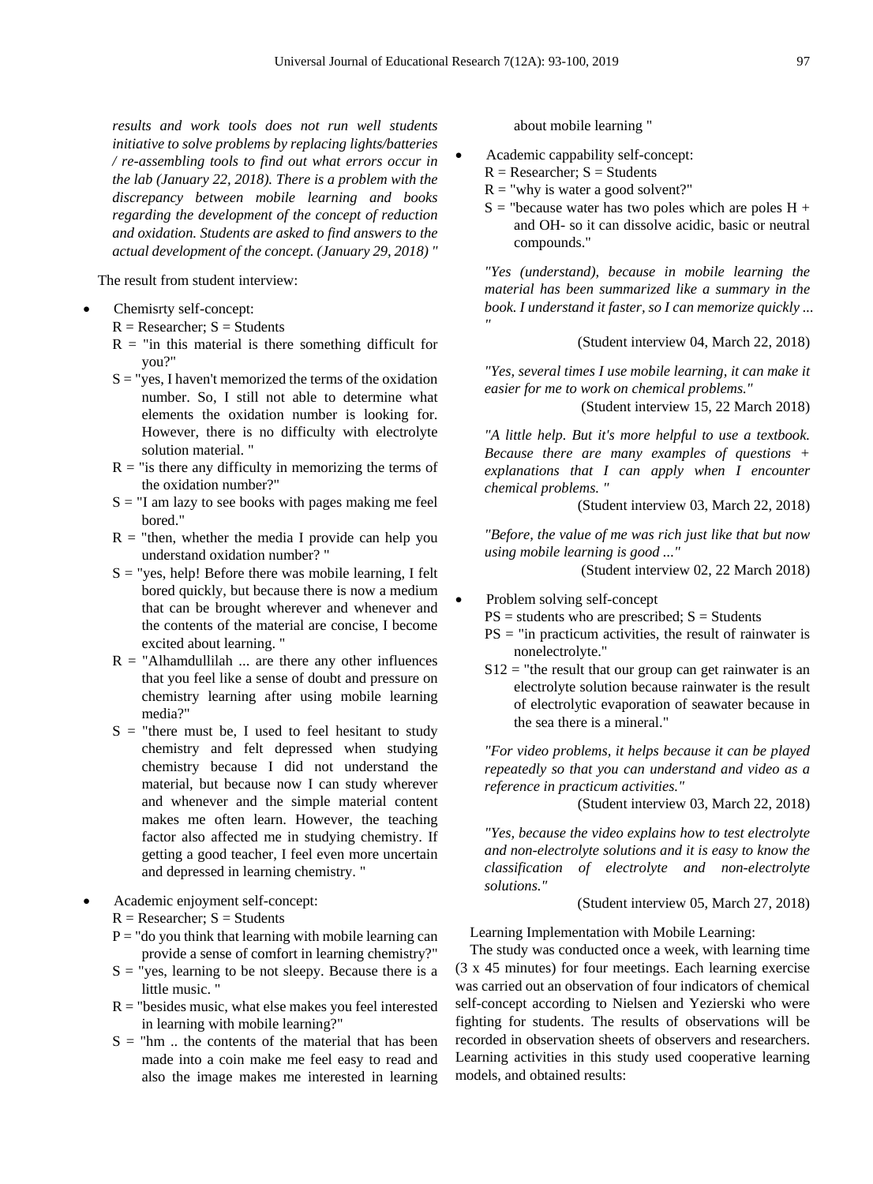*results and work tools does not run well students initiative to solve problems by replacing lights/batteries / re-assembling tools to find out what errors occur in the lab (January 22, 2018). There is a problem with the discrepancy between mobile learning and books regarding the development of the concept of reduction and oxidation. Students are asked to find answers to the actual development of the concept. (January 29, 2018) "*

The result from student interview:

- Chemisrty self-concept:
  R = Researcher; S = Students
  R = "in this material is there something difficult for you?"
  S = "yes, I haven't memorized the terms of the oxidation number. So, I still not able to determine what elements the oxidation number is looking for. However, there is no difficulty with electrolyte solution material. "
  R = "is there any difficulty in memorizing the terms of the oxidation number?"
  S = "I am lazy to see books with pages making me feel bored."
  R = "then, whether the media I provide can help you understand oxidation number? "
  S = "yes, help! Before there was mobile learning, I felt bored quickly, but because there is now a medium that can be brought wherever and whenever and the contents of the material are concise, I become excited about learning. "
  R = "Alhamdullilah ... are there any other influences that you feel like a sense of doubt and pressure on chemistry learning after using mobile learning media?"
  S = "there must be, I used to feel hesitant to study chemistry and felt depressed when studying chemistry because I did not understand the material, but because now I can study wherever and whenever and the simple material content makes me often learn. However, the teaching factor also affected me in studying chemistry. If getting a good teacher, I feel even more uncertain and depressed in learning chemistry. "

- Academic enjoyment self-concept:
  R = Researcher; S = Students
  P = "do you think that learning with mobile learning can provide a sense of comfort in learning chemistry?"
  S = "yes, learning to be not sleepy. Because there is a little music. "
  R = "besides music, what else makes you feel interested in learning with mobile learning?"
  S = "hm .. the contents of the material that has been made into a coin make me feel easy to read and also the image makes me interested in learning about mobile learning "

- Academic cappability self-concept:
  R = Researcher; S = Students
  R = "why is water a good solvent?"
  S = "because water has two poles which are poles H + and OH- so it can dissolve acidic, basic or neutral compounds."

  *"Yes (understand), because in mobile learning the material has been summarized like a summary in the book. I understand it faster, so I can memorize quickly ... "*

  (Student interview 04, March 22, 2018)

  *"Yes, several times I use mobile learning, it can make it easier for me to work on chemical problems."*

  (Student interview 15, 22 March 2018)

  *"A little help. But it's more helpful to use a textbook. Because there are many examples of questions + explanations that I can apply when I encounter chemical problems. "*

  (Student interview 03, March 22, 2018)

  *"Before, the value of me was rich just like that but now using mobile learning is good ..."*

  (Student interview 02, 22 March 2018)

- Problem solving self-concept
  PS = students who are prescribed; S = Students
  PS = "in practicum activities, the result of rainwater is nonelectrolyte."
  S12 = "the result that our group can get rainwater is an electrolyte solution because rainwater is the result of electrolytic evaporation of seawater because in the sea there is a mineral."

  *"For video problems, it helps because it can be played repeatedly so that you can understand and video as a reference in practicum activities."*

  (Student interview 03, March 22, 2018)

  *"Yes, because the video explains how to test electrolyte and non-electrolyte solutions and it is easy to know the classification of electrolyte and non-electrolyte solutions."*

  (Student interview 05, March 27, 2018)

Learning Implementation with Mobile Learning:

The study was conducted once a week, with learning time (3 x 45 minutes) for four meetings. Each learning exercise was carried out an observation of four indicators of chemical self-concept according to Nielsen and Yezierski who were fighting for students. The results of observations will be recorded in observation sheets of observers and researchers. Learning activities in this study used cooperative learning models, and obtained results: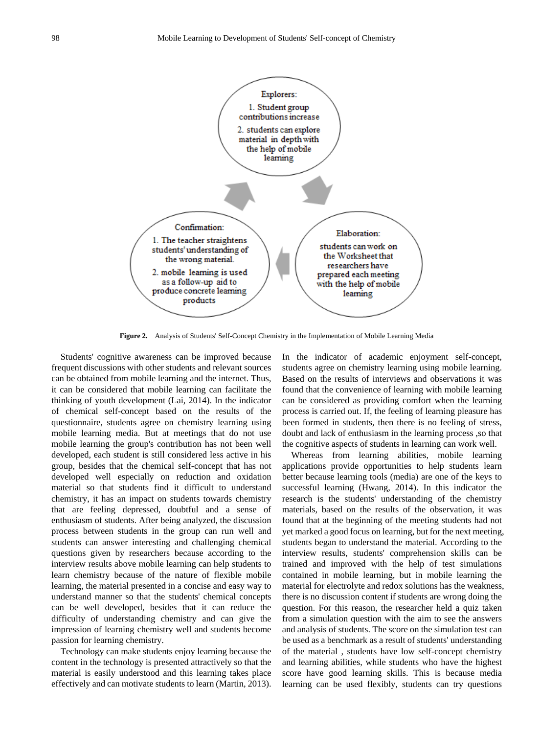Explorers:

1. Student group contributions increase
2. students can explore material in depth with the help of mobile learning

Elaboration:

students can work on the Worksheet that researchers have prepared each meeting with the help of mobile learning

Confirmation:

1. The teacher straightens students' understanding of the wrong material.
2. mobile learning is used as a follow-up aid to produce concrete learning products

**Figure 2.** Analysis of Students' Self-Concept Chemistry in the Implementation of Mobile Learning Media

Students' cognitive awareness can be improved because frequent discussions with other students and relevant sources can be obtained from mobile learning and the internet. Thus, it can be considered that mobile learning can facilitate the thinking of youth development (Lai, 2014). In the indicator of chemical self-concept based on the results of the questionnaire, students agree on chemistry learning using mobile learning media. But at meetings that do not use mobile learning the group's contribution has not been well developed, each student is still considered less active in his group, besides that the chemical self-concept that has not developed well especially on reduction and oxidation material so that students find it difficult to understand chemistry, it has an impact on students towards chemistry that are feeling depressed, doubtful and a sense of enthusiasm of students. After being analyzed, the discussion process between students in the group can run well and students can answer interesting and challenging chemical questions given by researchers because according to the interview results above mobile learning can help students to learn chemistry because of the nature of flexible mobile learning, the material presented in a concise and easy way to understand manner so that the students' chemical concepts can be well developed, besides that it can reduce the difficulty of understanding chemistry and can give the impression of learning chemistry well and students become passion for learning chemistry.

Technology can make students enjoy learning because the content in the technology is presented attractively so that the material is easily understood and this learning takes place effectively and can motivate students to learn (Martin, 2013). In the indicator of academic enjoyment self-concept, students agree on chemistry learning using mobile learning. Based on the results of interviews and observations it was found that the convenience of learning with mobile learning can be considered as providing comfort when the learning process is carried out. If, the feeling of learning pleasure has been formed in students, then there is no feeling of stress, doubt and lack of enthusiasm in the learning process ,so that the cognitive aspects of students in learning can work well.

Whereas from learning abilities, mobile learning applications provide opportunities to help students learn better because learning tools (media) are one of the keys to successful learning (Hwang, 2014). In this indicator the research is the students' understanding of the chemistry materials, based on the results of the observation, it was found that at the beginning of the meeting students had not yet marked a good focus on learning, but for the next meeting, students began to understand the material. According to the interview results, students' comprehension skills can be trained and improved with the help of test simulations contained in mobile learning, but in mobile learning the material for electrolyte and redox solutions has the weakness, there is no discussion content if students are wrong doing the question. For this reason, the researcher held a quiz taken from a simulation question with the aim to see the answers and analysis of students. The score on the simulation test can be used as a benchmark as a result of students' understanding of the material , students have low self-concept chemistry and learning abilities, while students who have the highest score have good learning skills. This is because media learning can be used flexibly, students can try questions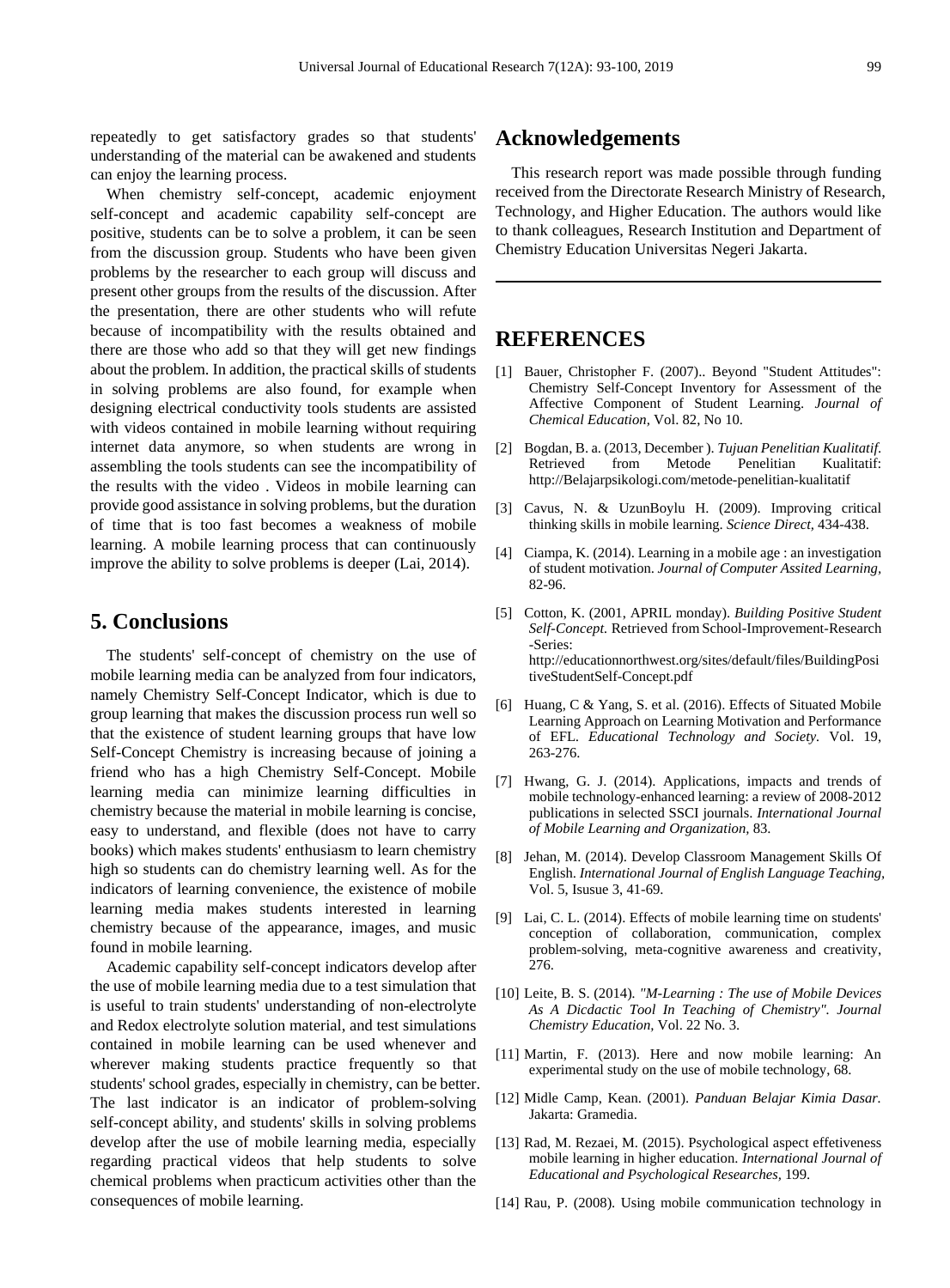repeatedly to get satisfactory grades so that students' understanding of the material can be awakened and students can enjoy the learning process.

When chemistry self-concept, academic enjoyment self-concept and academic capability self-concept are positive, students can be to solve a problem, it can be seen from the discussion group. Students who have been given problems by the researcher to each group will discuss and present other groups from the results of the discussion. After the presentation, there are other students who will refute because of incompatibility with the results obtained and there are those who add so that they will get new findings about the problem. In addition, the practical skills of students in solving problems are also found, for example when designing electrical conductivity tools students are assisted with videos contained in mobile learning without requiring internet data anymore, so when students are wrong in assembling the tools students can see the incompatibility of the results with the video . Videos in mobile learning can provide good assistance in solving problems, but the duration of time that is too fast becomes a weakness of mobile learning. A mobile learning process that can continuously improve the ability to solve problems is deeper (Lai, 2014).

## 5. Conclusions

The students' self-concept of chemistry on the use of mobile learning media can be analyzed from four indicators, namely Chemistry Self-Concept Indicator, which is due to group learning that makes the discussion process run well so that the existence of student learning groups that have low Self-Concept Chemistry is increasing because of joining a friend who has a high Chemistry Self-Concept. Mobile learning media can minimize learning difficulties in chemistry because the material in mobile learning is concise, easy to understand, and flexible (does not have to carry books) which makes students' enthusiasm to learn chemistry high so students can do chemistry learning well. As for the indicators of learning convenience, the existence of mobile learning media makes students interested in learning chemistry because of the appearance, images, and music found in mobile learning.

Academic capability self-concept indicators develop after the use of mobile learning media due to a test simulation that is useful to train students' understanding of non-electrolyte and Redox electrolyte solution material, and test simulations contained in mobile learning can be used whenever and wherever making students practice frequently so that students' school grades, especially in chemistry, can be better. The last indicator is an indicator of problem-solving self-concept ability, and students' skills in solving problems develop after the use of mobile learning media, especially regarding practical videos that help students to solve chemical problems when practicum activities other than the consequences of mobile learning.

## Acknowledgements

This research report was made possible through funding received from the Directorate Research Ministry of Research, Technology, and Higher Education. The authors would like to thank colleagues, Research Institution and Department of Chemistry Education Universitas Negeri Jakarta.

## REFERENCES

[1] Bauer, Christopher F. (2007).. Beyond "Student Attitudes": Chemistry Self-Concept Inventory for Assessment of the Affective Component of Student Learning. *Journal of Chemical Education*, Vol. 82, No 10.

[2] Bogdan, B. a. (2013, December ). *Tujuan Penelitian Kualitatif.* Retrieved from Metode Penelitian Kualitatif: http://Belajarpsikologi.com/metode-penelitian-kualitatif

[3] Cavus, N. & UzunBoylu H. (2009). Improving critical thinking skills in mobile learning. *Science Direct*, 434-438.

[4] Ciampa, K. (2014). Learning in a mobile age : an investigation of student motivation. *Journal of Computer Assited Learning*, 82-96.

[5] Cotton, K. (2001, APRIL monday). *Building Positive Student Self-Concept.* Retrieved from School-Improvement-Research -Series: http://educationnorthwest.org/sites/default/files/BuildingPositiveStudentSelf-Concept.pdf

[6] Huang, C & Yang, S. et al. (2016). Effects of Situated Mobile Learning Approach on Learning Motivation and Performance of EFL. *Educational Technology and Society*. Vol. 19, 263-276.

[7] Hwang, G. J. (2014). Applications, impacts and trends of mobile technology-enhanced learning: a review of 2008-2012 publications in selected SSCI journals. *International Journal of Mobile Learning and Organization*, 83.

[8] Jehan, M. (2014). Develop Classroom Management Skills Of English. *International Journal of English Language Teaching*, Vol. 5, Isusue 3, 41-69.

[9] Lai, C. L. (2014). Effects of mobile learning time on students' conception of collaboration, communication, complex problem-solving, meta-cognitive awareness and creativity, 276.

[10] Leite, B. S. (2014). *"M-Learning : The use of Mobile Devices As A Dicdactic Tool In Teaching of Chemistry". Journal Chemistry Education*, Vol. 22 No. 3.

[11] Martin, F. (2013). Here and now mobile learning: An experimental study on the use of mobile technology, 68.

[12] Midle Camp, Kean. (2001). *Panduan Belajar Kimia Dasar.* Jakarta: Gramedia.

[13] Rad, M. Rezaei, M. (2015). Psychological aspect effetiveness mobile learning in higher education. *International Journal of Educational and Psychological Researches*, 199.

[14] Rau, P. (2008). Using mobile communication technology in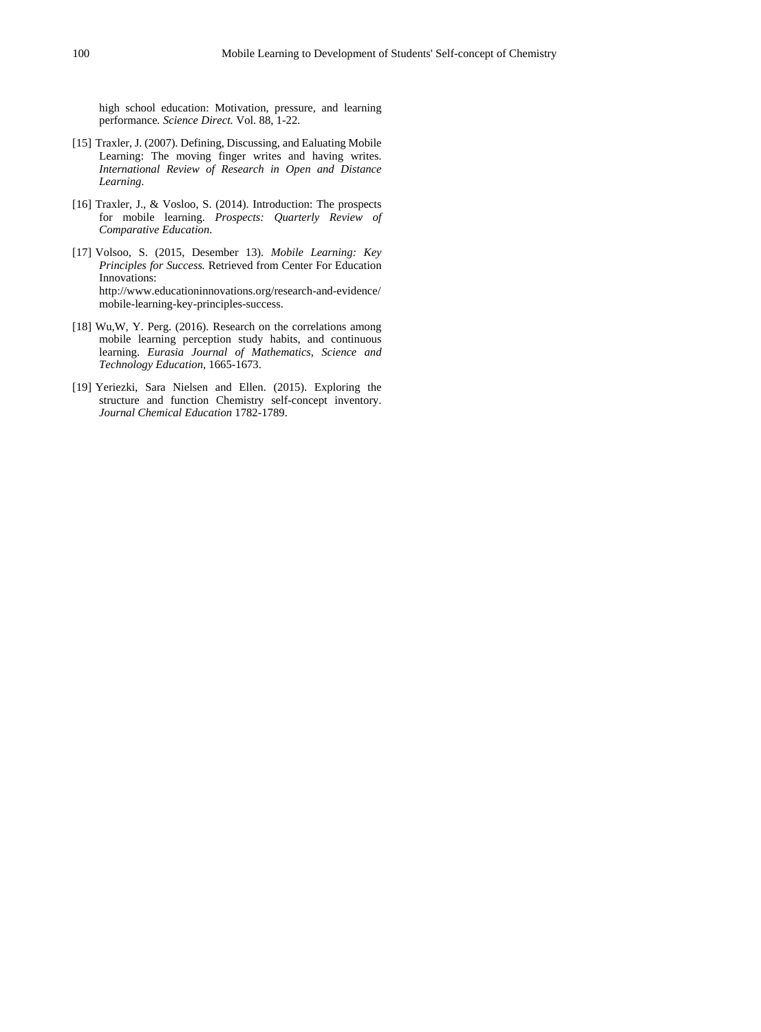high school education: Motivation, pressure, and learning performance. *Science Direct.* Vol. 88, 1-22.

[15] Traxler, J. (2007). Defining, Discussing, and Ealuating Mobile Learning: The moving finger writes and having writes. *International Review of Research in Open and Distance Learning.*

[16] Traxler, J., & Vosloo, S. (2014). Introduction: The prospects for mobile learning. *Prospects: Quarterly Review of Comparative Education.*

[17] Volsoo, S. (2015, Desember 13). *Mobile Learning: Key Principles for Success.* Retrieved from Center For Education Innovations: http://www.educationinnovations.org/research-and-evidence/mobile-learning-key-principles-success.

[18] Wu,W, Y. Perg. (2016). Research on the correlations among mobile learning perception study habits, and continuous learning. *Eurasia Journal of Mathematics, Science and Technology Education,* 1665-1673.

[19] Yeriezki, Sara Nielsen and Ellen. (2015). Exploring the structure and function Chemistry self-concept inventory. *Journal Chemical Education* 1782-1789.